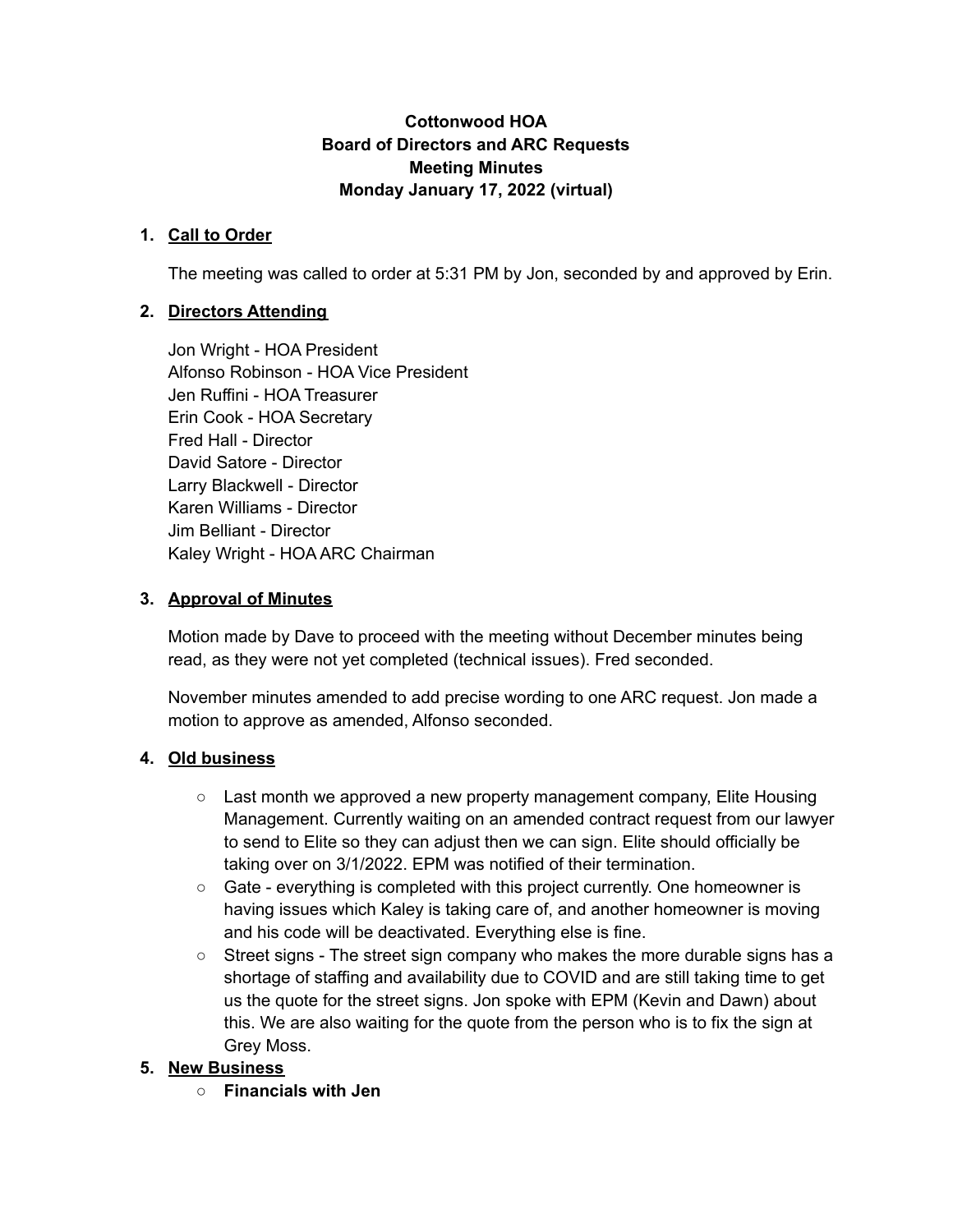**Cottonwood HOA**
**Board of Directors and ARC Requests**
**Meeting Minutes**
**Monday January 17, 2022 (virtual)**

1. **Call to Order**

   The meeting was called to order at 5:31 PM by Jon, seconded by and approved by Erin.

2. **Directors Attending**

   Jon Wright - HOA President
   Alfonso Robinson - HOA Vice President
   Jen Ruffini - HOA Treasurer
   Erin Cook - HOA Secretary
   Fred Hall - Director
   David Satore - Director
   Larry Blackwell - Director
   Karen Williams - Director
   Jim Belliant - Director
   Kaley Wright - HOA ARC Chairman

3. **Approval of Minutes**

   Motion made by Dave to proceed with the meeting without December minutes being read, as they were not yet completed (technical issues). Fred seconded.

   November minutes amended to add precise wording to one ARC request. Jon made a motion to approve as amended, Alfonso seconded.

4. **Old business**

   - Last month we approved a new property management company, Elite Housing Management. Currently waiting on an amended contract request from our lawyer to send to Elite so they can adjust then we can sign. Elite should officially be taking over on 3/1/2022. EPM was notified of their termination.
   - Gate - everything is completed with this project currently. One homeowner is having issues which Kaley is taking care of, and another homeowner is moving and his code will be deactivated. Everything else is fine.
   - Street signs - The street sign company who makes the more durable signs has a shortage of staffing and availability due to COVID and are still taking time to get us the quote for the street signs. Jon spoke with EPM (Kevin and Dawn) about this. We are also waiting for the quote from the person who is to fix the sign at Grey Moss.

5. **New Business**

   - **Financials with Jen**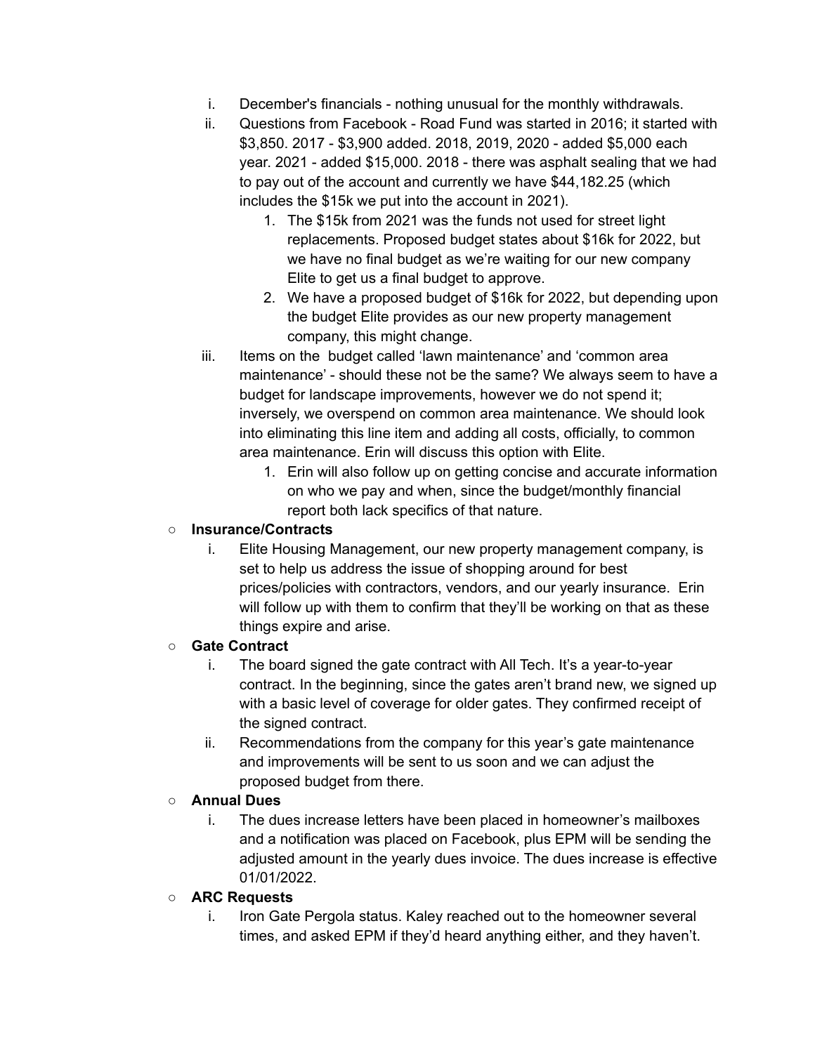i. December's financials - nothing unusual for the monthly withdrawals.
   ii. Questions from Facebook - Road Fund was started in 2016; it started with $3,850. 2017 - $3,900 added. 2018, 2019, 2020 - added $5,000 each year. 2021 - added $15,000. 2018 - there was asphalt sealing that we had to pay out of the account and currently we have $44,182.25 (which includes the $15k we put into the account in 2021).
      1. The $15k from 2021 was the funds not used for street light replacements. Proposed budget states about $16k for 2022, but we have no final budget as we're waiting for our new company Elite to get us a final budget to approve.
      2. We have a proposed budget of $16k for 2022, but depending upon the budget Elite provides as our new property management company, this might change.
   iii. Items on the budget called 'lawn maintenance' and 'common area maintenance' - should these not be the same? We always seem to have a budget for landscape improvements, however we do not spend it; inversely, we overspend on common area maintenance. We should look into eliminating this line item and adding all costs, officially, to common area maintenance. Erin will discuss this option with Elite.
      1. Erin will also follow up on getting concise and accurate information on who we pay and when, since the budget/monthly financial report both lack specifics of that nature.

- **Insurance/Contracts**
   i. Elite Housing Management, our new property management company, is set to help us address the issue of shopping around for best prices/policies with contractors, vendors, and our yearly insurance. Erin will follow up with them to confirm that they'll be working on that as these things expire and arise.

- **Gate Contract**
   i. The board signed the gate contract with All Tech. It's a year-to-year contract. In the beginning, since the gates aren't brand new, we signed up with a basic level of coverage for older gates. They confirmed receipt of the signed contract.
   ii. Recommendations from the company for this year's gate maintenance and improvements will be sent to us soon and we can adjust the proposed budget from there.

- **Annual Dues**
   i. The dues increase letters have been placed in homeowner's mailboxes and a notification was placed on Facebook, plus EPM will be sending the adjusted amount in the yearly dues invoice. The dues increase is effective 01/01/2022.

- **ARC Requests**
   i. Iron Gate Pergola status. Kaley reached out to the homeowner several times, and asked EPM if they'd heard anything either, and they haven't.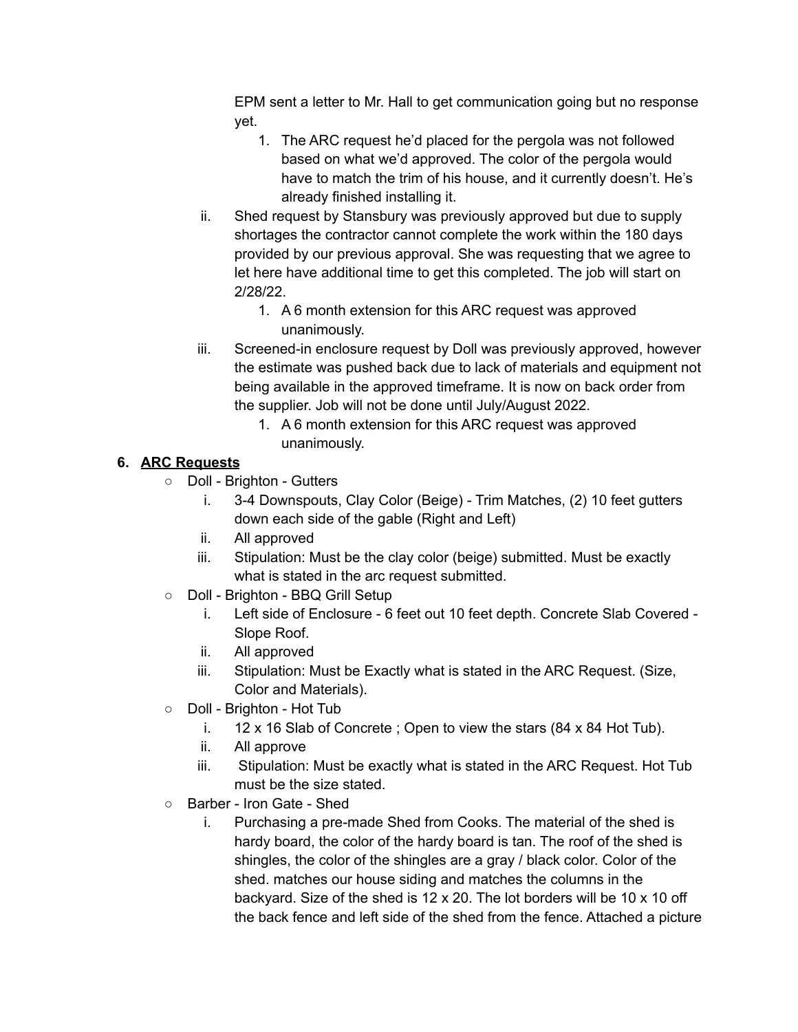EPM sent a letter to Mr. Hall to get communication going but no response yet.

1. The ARC request he'd placed for the pergola was not followed based on what we'd approved. The color of the pergola would have to match the trim of his house, and it currently doesn't. He's already finished installing it.

ii. Shed request by Stansbury was previously approved but due to supply shortages the contractor cannot complete the work within the 180 days provided by our previous approval. She was requesting that we agree to let here have additional time to get this completed. The job will start on 2/28/22.

1. A 6 month extension for this ARC request was approved unanimously.

iii. Screened-in enclosure request by Doll was previously approved, however the estimate was pushed back due to lack of materials and equipment not being available in the approved timeframe. It is now on back order from the supplier. Job will not be done until July/August 2022.

1. A 6 month extension for this ARC request was approved unanimously.

## 6. **ARC Requests**

- Doll - Brighton - Gutters
  - i. 3-4 Downspouts, Clay Color (Beige) - Trim Matches, (2) 10 feet gutters down each side of the gable (Right and Left)
  - ii. All approved
  - iii. Stipulation: Must be the clay color (beige) submitted. Must be exactly what is stated in the arc request submitted.
- Doll - Brighton - BBQ Grill Setup
  - i. Left side of Enclosure - 6 feet out 10 feet depth. Concrete Slab Covered - Slope Roof.
  - ii. All approved
  - iii. Stipulation: Must be Exactly what is stated in the ARC Request. (Size, Color and Materials).
- Doll - Brighton - Hot Tub
  - i. 12 x 16 Slab of Concrete ; Open to view the stars (84 x 84 Hot Tub).
  - ii. All approve
  - iii. Stipulation: Must be exactly what is stated in the ARC Request. Hot Tub must be the size stated.
- Barber - Iron Gate - Shed
  - i. Purchasing a pre-made Shed from Cooks. The material of the shed is hardy board, the color of the hardy board is tan. The roof of the shed is shingles, the color of the shingles are a gray / black color. Color of the shed. matches our house siding and matches the columns in the backyard. Size of the shed is 12 x 20. The lot borders will be 10 x 10 off the back fence and left side of the shed from the fence. Attached a picture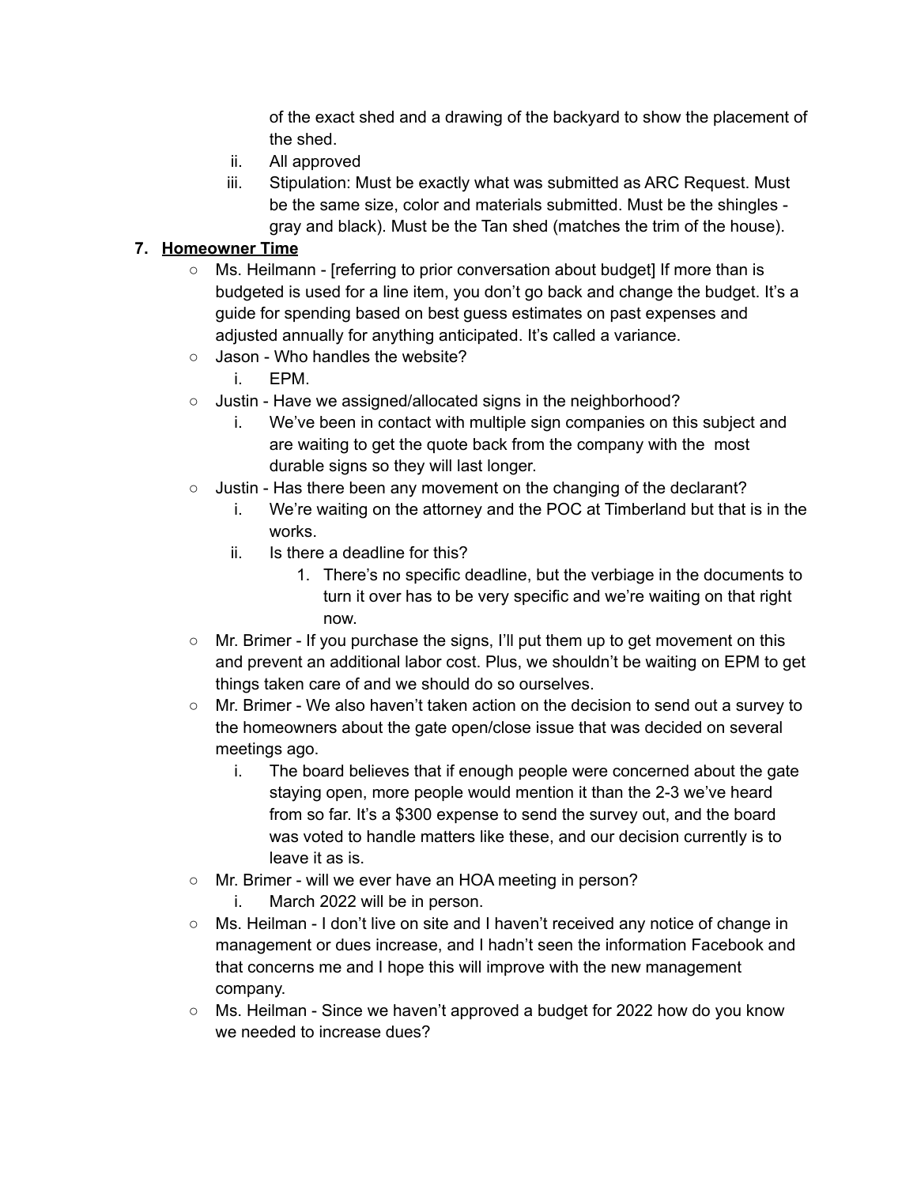of the exact shed and a drawing of the backyard to show the placement of the shed.

ii. All approved

iii. Stipulation: Must be exactly what was submitted as ARC Request. Must be the same size, color and materials submitted. Must be the shingles - gray and black). Must be the Tan shed (matches the trim of the house).

7. **Homeowner Time**
   - Ms. Heilmann - [referring to prior conversation about budget] If more than is budgeted is used for a line item, you don't go back and change the budget. It's a guide for spending based on best guess estimates on past expenses and adjusted annually for anything anticipated. It's called a variance.
   - Jason - Who handles the website?
     i. EPM.
   - Justin - Have we assigned/allocated signs in the neighborhood?
     i. We've been in contact with multiple sign companies on this subject and are waiting to get the quote back from the company with the most durable signs so they will last longer.
   - Justin - Has there been any movement on the changing of the declarant?
     i. We're waiting on the attorney and the POC at Timberland but that is in the works.
     ii. Is there a deadline for this?
        1. There's no specific deadline, but the verbiage in the documents to turn it over has to be very specific and we're waiting on that right now.
   - Mr. Brimer - If you purchase the signs, I'll put them up to get movement on this and prevent an additional labor cost. Plus, we shouldn't be waiting on EPM to get things taken care of and we should do so ourselves.
   - Mr. Brimer - We also haven't taken action on the decision to send out a survey to the homeowners about the gate open/close issue that was decided on several meetings ago.
     i. The board believes that if enough people were concerned about the gate staying open, more people would mention it than the 2-3 we've heard from so far. It's a $300 expense to send the survey out, and the board was voted to handle matters like these, and our decision currently is to leave it as is.
   - Mr. Brimer - will we ever have an HOA meeting in person?
     i. March 2022 will be in person.
   - Ms. Heilman - I don't live on site and I haven't received any notice of change in management or dues increase, and I hadn't seen the information Facebook and that concerns me and I hope this will improve with the new management company.
   - Ms. Heilman - Since we haven't approved a budget for 2022 how do you know we needed to increase dues?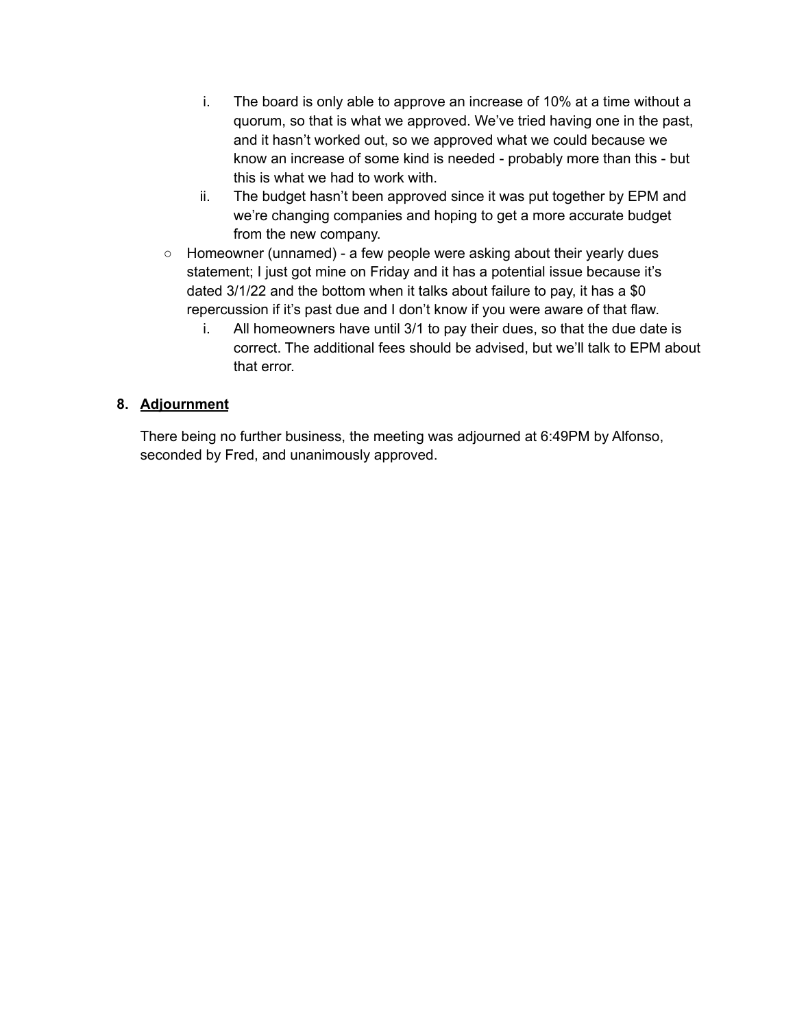i. The board is only able to approve an increase of 10% at a time without a quorum, so that is what we approved. We've tried having one in the past, and it hasn't worked out, so we approved what we could because we know an increase of some kind is needed - probably more than this - but this is what we had to work with.

ii. The budget hasn't been approved since it was put together by EPM and we're changing companies and hoping to get a more accurate budget from the new company.

- Homeowner (unnamed) - a few people were asking about their yearly dues statement; I just got mine on Friday and it has a potential issue because it's dated 3/1/22 and the bottom when it talks about failure to pay, it has a $0 repercussion if it's past due and I don't know if you were aware of that flaw.
    i. All homeowners have until 3/1 to pay their dues, so that the due date is correct. The additional fees should be advised, but we'll talk to EPM about that error.

8. **<u>Adjournment</u>**

There being no further business, the meeting was adjourned at 6:49PM by Alfonso, seconded by Fred, and unanimously approved.